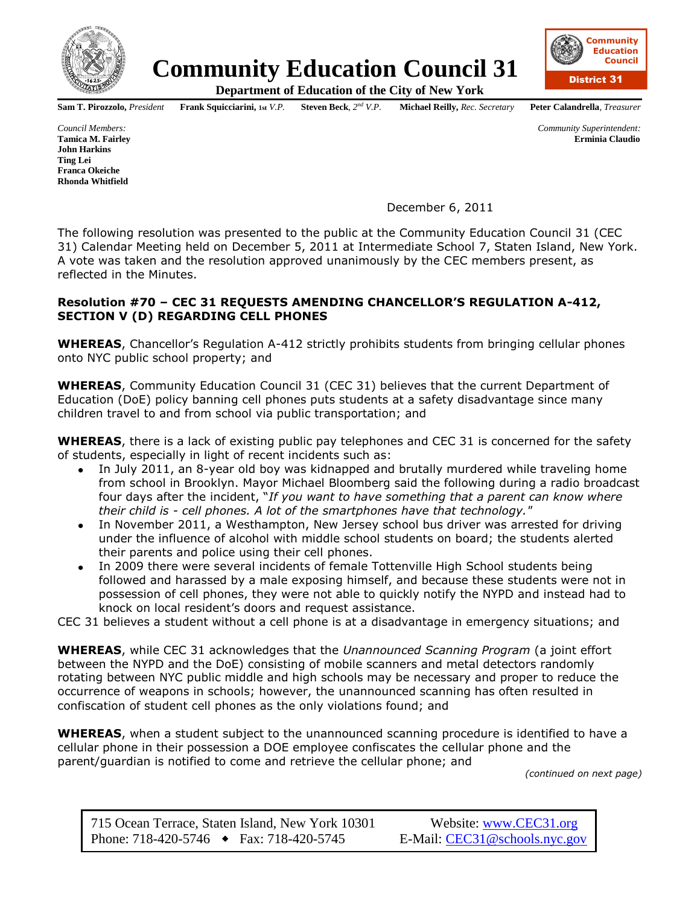# Community Education Council 31

**Department of Education of the City of New York**

**Sam T. Pirozzolo,** *President* **Frank Squicciarini,** *1st V.P.* **Steven Beck**, *2nd V.P.* **Michael Reilly,** *Rec. Secretary* **Peter Calandrella**, *Treasurer*

*Council Members:*
**Tamica M. Fairley**
**John Harkins**
**Ting Lei**
**Franca Okeiche**
**Rhonda Whitfield**

*Community Superintendent:*
**Erminia Claudio**

December 6, 2011

The following resolution was presented to the public at the Community Education Council 31 (CEC 31) Calendar Meeting held on December 5, 2011 at Intermediate School 7, Staten Island, New York. A vote was taken and the resolution approved unanimously by the CEC members present, as reflected in the Minutes.

**Resolution #70 – CEC 31 REQUESTS AMENDING CHANCELLOR'S REGULATION A-412, SECTION V (D) REGARDING CELL PHONES**

**WHEREAS**, Chancellor's Regulation A-412 strictly prohibits students from bringing cellular phones onto NYC public school property; and

**WHEREAS**, Community Education Council 31 (CEC 31) believes that the current Department of Education (DoE) policy banning cell phones puts students at a safety disadvantage since many children travel to and from school via public transportation; and

**WHEREAS**, there is a lack of existing public pay telephones and CEC 31 is concerned for the safety of students, especially in light of recent incidents such as:

- In July 2011, an 8-year old boy was kidnapped and brutally murdered while traveling home from school in Brooklyn. Mayor Michael Bloomberg said the following during a radio broadcast four days after the incident, "*If you want to have something that a parent can know where their child is - cell phones. A lot of the smartphones have that technology."*
- In November 2011, a Westhampton, New Jersey school bus driver was arrested for driving under the influence of alcohol with middle school students on board; the students alerted their parents and police using their cell phones.
- In 2009 there were several incidents of female Tottenville High School students being followed and harassed by a male exposing himself, and because these students were not in possession of cell phones, they were not able to quickly notify the NYPD and instead had to knock on local resident's doors and request assistance.

CEC 31 believes a student without a cell phone is at a disadvantage in emergency situations; and

**WHEREAS**, while CEC 31 acknowledges that the *Unannounced Scanning Program* (a joint effort between the NYPD and the DoE) consisting of mobile scanners and metal detectors randomly rotating between NYC public middle and high schools may be necessary and proper to reduce the occurrence of weapons in schools; however, the unannounced scanning has often resulted in confiscation of student cell phones as the only violations found; and

**WHEREAS**, when a student subject to the unannounced scanning procedure is identified to have a cellular phone in their possession a DOE employee confiscates the cellular phone and the parent/guardian is notified to come and retrieve the cellular phone; and

*(continued on next page)*

715 Ocean Terrace, Staten Island, New York 10301 Phone: 718-420-5746 ◆ Fax: 718-420-5745
Website: www.CEC31.org E-Mail: CEC31@schools.nyc.gov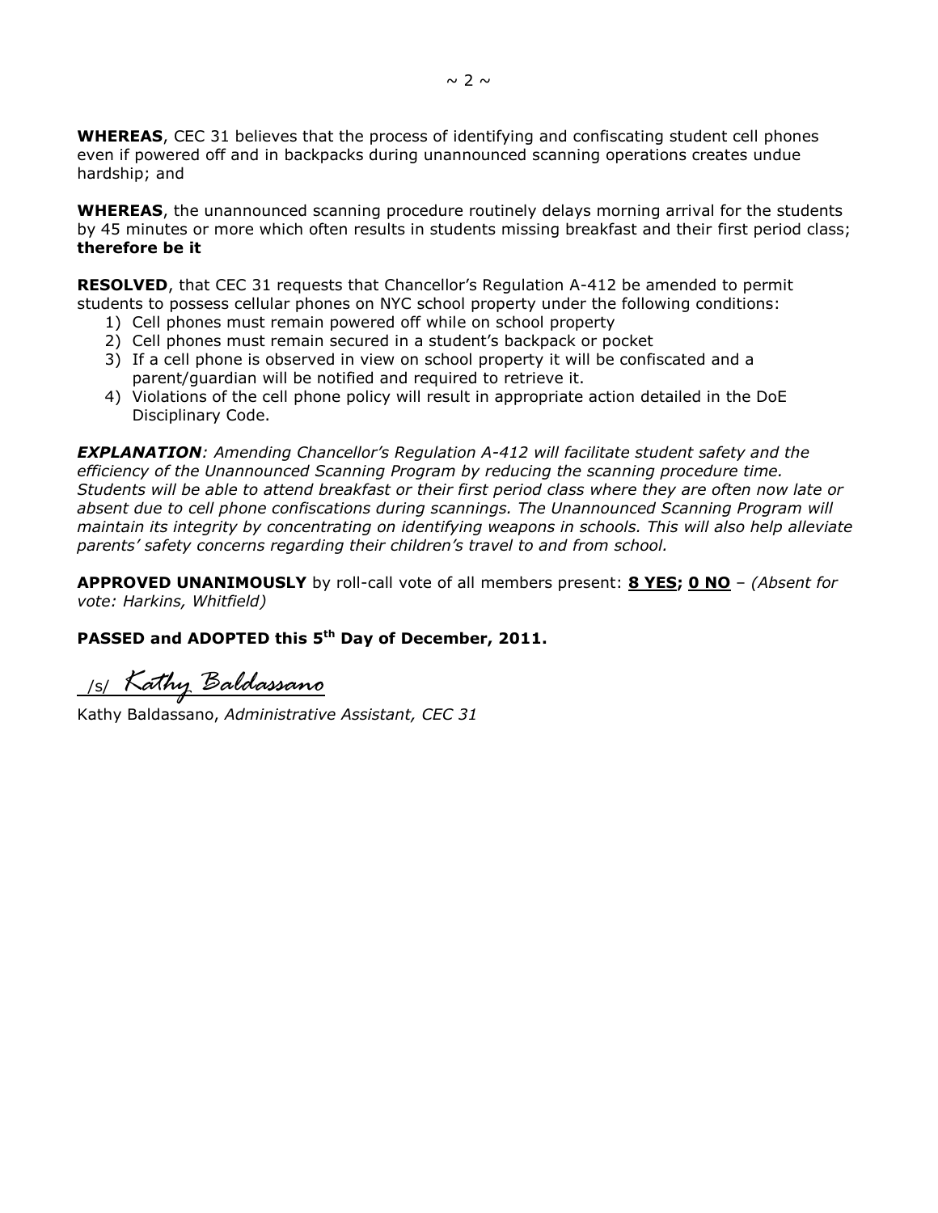**WHEREAS**, CEC 31 believes that the process of identifying and confiscating student cell phones even if powered off and in backpacks during unannounced scanning operations creates undue hardship; and

**WHEREAS**, the unannounced scanning procedure routinely delays morning arrival for the students by 45 minutes or more which often results in students missing breakfast and their first period class; **therefore be it**

**RESOLVED**, that CEC 31 requests that Chancellor's Regulation A-412 be amended to permit students to possess cellular phones on NYC school property under the following conditions:

1) Cell phones must remain powered off while on school property
2) Cell phones must remain secured in a student's backpack or pocket
3) If a cell phone is observed in view on school property it will be confiscated and a parent/guardian will be notified and required to retrieve it.
4) Violations of the cell phone policy will result in appropriate action detailed in the DoE Disciplinary Code.

***EXPLANATION****: Amending Chancellor's Regulation A-412 will facilitate student safety and the efficiency of the Unannounced Scanning Program by reducing the scanning procedure time. Students will be able to attend breakfast or their first period class where they are often now late or absent due to cell phone confiscations during scannings. The Unannounced Scanning Program will maintain its integrity by concentrating on identifying weapons in schools. This will also help alleviate parents' safety concerns regarding their children's travel to and from school.*

**APPROVED UNANIMOUSLY** by roll-call vote of all members present: **8 YES; 0 NO** – *(Absent for vote: Harkins, Whitfield)*

**PASSED and ADOPTED this 5th Day of December, 2011.**

/s/ Kathy Baldassano

Kathy Baldassano, *Administrative Assistant, CEC 31*